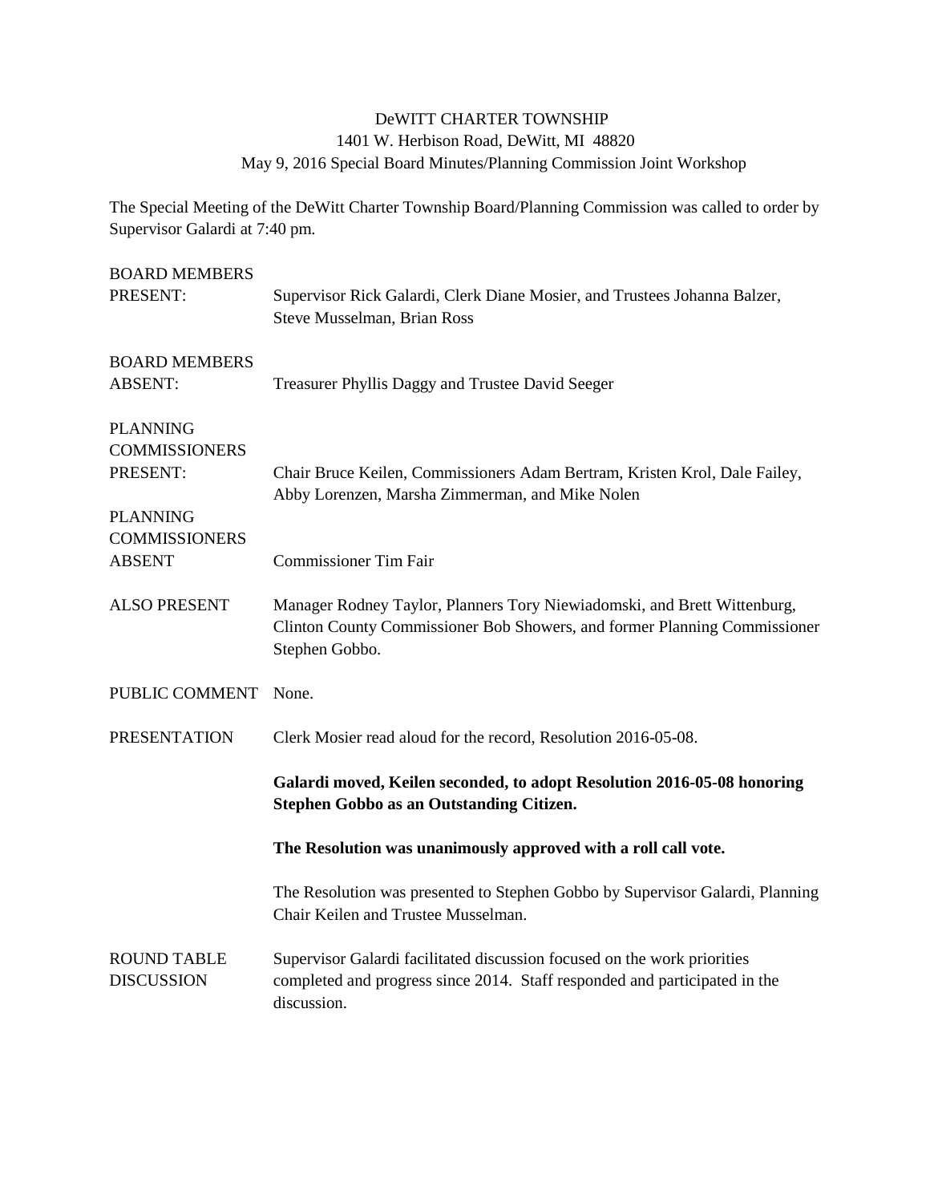DeWITT CHARTER TOWNSHIP
1401 W. Herbison Road, DeWitt, MI 48820
May 9, 2016 Special Board Minutes/Planning Commission Joint Workshop

The Special Meeting of the DeWitt Charter Township Board/Planning Commission was called to order by Supervisor Galardi at 7:40 pm.

| | |
|---|---|
| BOARD MEMBERS PRESENT: | Supervisor Rick Galardi, Clerk Diane Mosier, and Trustees Johanna Balzer, Steve Musselman, Brian Ross |
| BOARD MEMBERS ABSENT: | Treasurer Phyllis Daggy and Trustee David Seeger |
| PLANNING COMMISSIONERS PRESENT: | Chair Bruce Keilen, Commissioners Adam Bertram, Kristen Krol, Dale Failey, Abby Lorenzen, Marsha Zimmerman, and Mike Nolen |
| PLANNING COMMISSIONERS ABSENT | Commissioner Tim Fair |
| ALSO PRESENT | Manager Rodney Taylor, Planners Tory Niewiadomski, and Brett Wittenburg, Clinton County Commissioner Bob Showers, and former Planning Commissioner Stephen Gobbo. |
| PUBLIC COMMENT | None. |

PRESENTATION

Clerk Mosier read aloud for the record, Resolution 2016-05-08.

**Galardi moved, Keilen seconded, to adopt Resolution 2016-05-08 honoring Stephen Gobbo as an Outstanding Citizen.**

**The Resolution was unanimously approved with a roll call vote.**

The Resolution was presented to Stephen Gobbo by Supervisor Galardi, Planning Chair Keilen and Trustee Musselman.

ROUND TABLE DISCUSSION

Supervisor Galardi facilitated discussion focused on the work priorities completed and progress since 2014. Staff responded and participated in the discussion.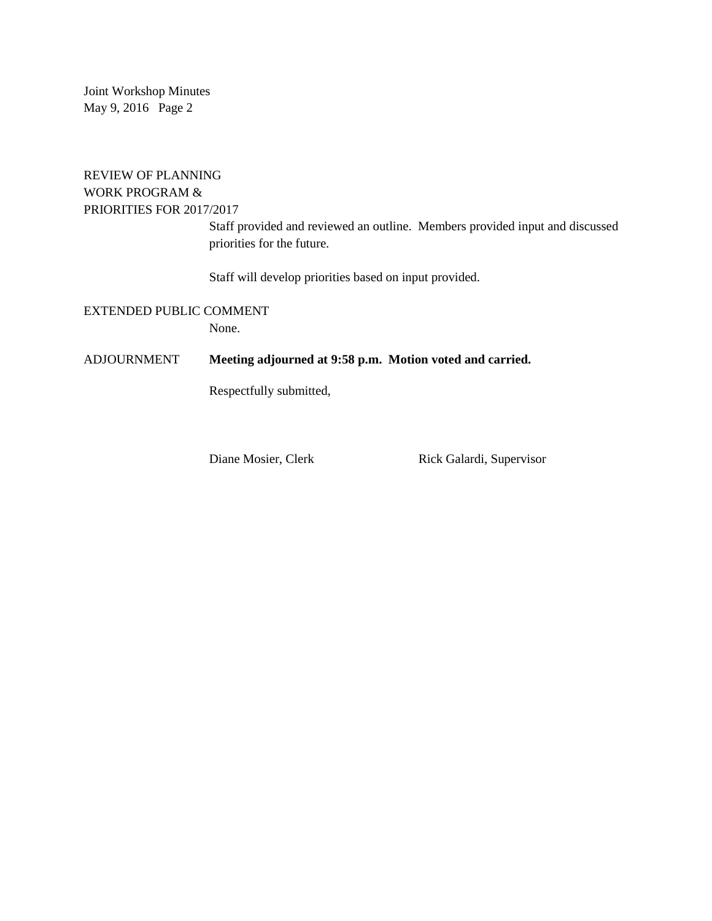REVIEW OF PLANNING
WORK PROGRAM &
PRIORITIES FOR 2017/2017

Staff provided and reviewed an outline. Members provided input and discussed priorities for the future.

Staff will develop priorities based on input provided.

EXTENDED PUBLIC COMMENT

None.

ADJOURNMENT **Meeting adjourned at 9:58 p.m. Motion voted and carried.**

Respectfully submitted,

Diane Mosier, Clerk Rick Galardi, Supervisor